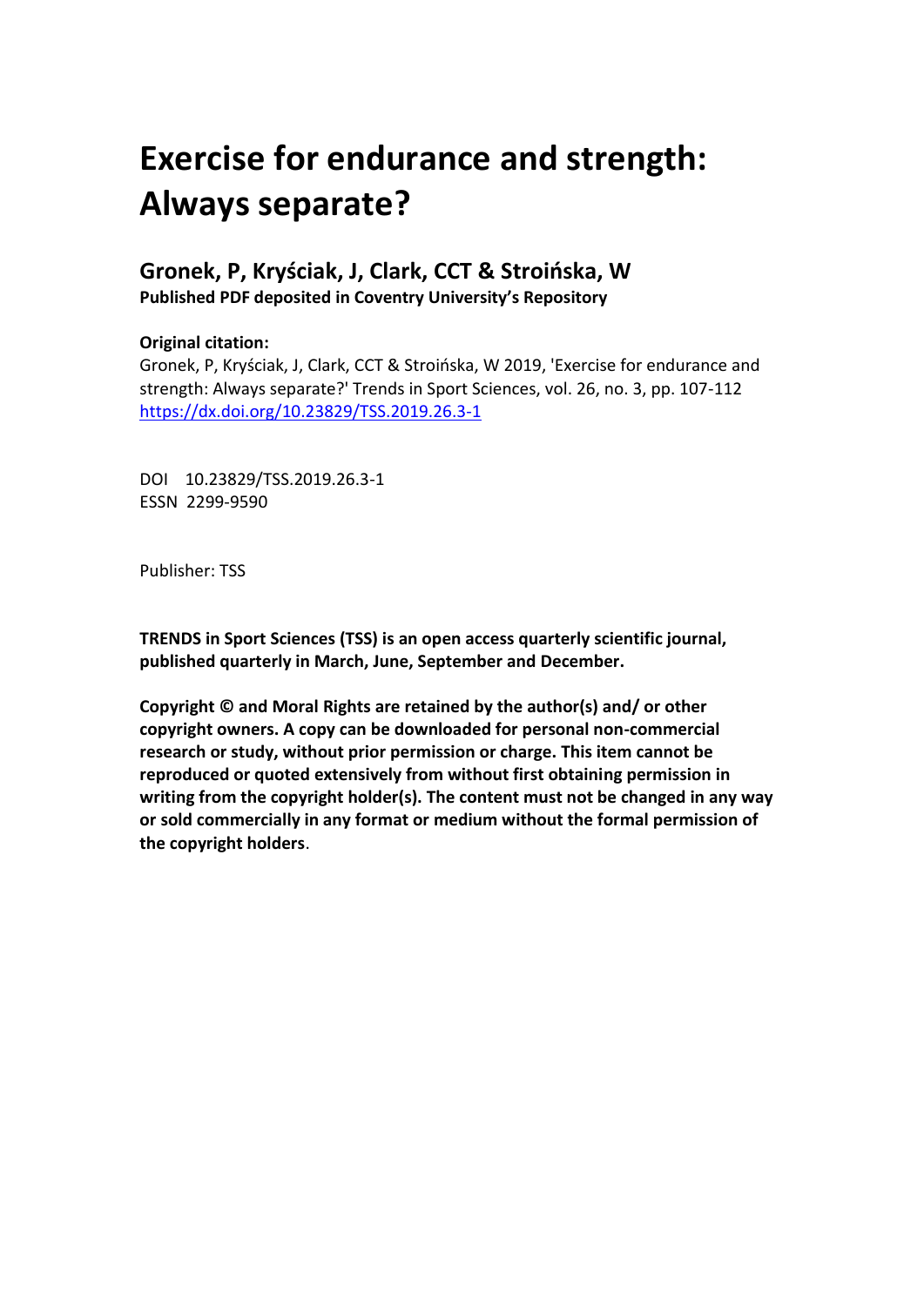# Exercise for endurance and strength: Always separate?

## Gronek, P, Kryściak, J, Clark, CCT & Stroińska, W

**Published PDF deposited in Coventry University's Repository**

**Original citation:**

Gronek, P, Kryściak, J, Clark, CCT & Stroińska, W 2019, 'Exercise for endurance and strength: Always separate?' Trends in Sport Sciences, vol. 26, no. 3, pp. 107-112 https://dx.doi.org/10.23829/TSS.2019.26.3-1

DOI 10.23829/TSS.2019.26.3-1

ESSN 2299-9590

Publisher: TSS

**TRENDS in Sport Sciences (TSS) is an open access quarterly scientific journal, published quarterly in March, June, September and December.**

**Copyright © and Moral Rights are retained by the author(s) and/ or other copyright owners. A copy can be downloaded for personal non-commercial research or study, without prior permission or charge. This item cannot be reproduced or quoted extensively from without first obtaining permission in writing from the copyright holder(s). The content must not be changed in any way or sold commercially in any format or medium without the formal permission of the copyright holders**.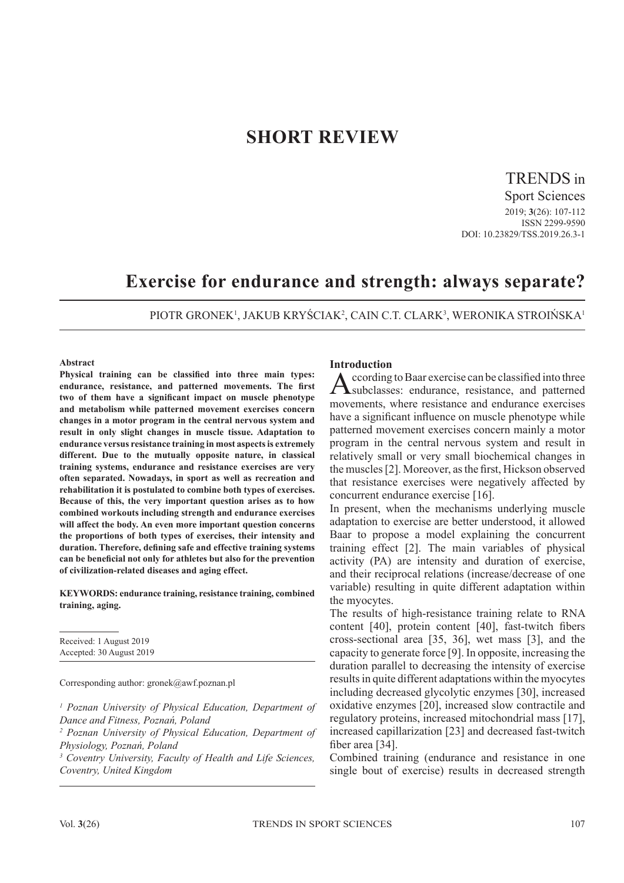# SHORT REVIEW

TRENDS in Sport Sciences
2019; **3**(26): 107-112
ISSN 2299-9590
DOI: 10.23829/TSS.2019.26.3-1

# Exercise for endurance and strength: always separate?

PIOTR GRONEK[1], JAKUB KRYŚCIAK[2], CAIN C.T. CLARK[3], WERONIKA STROIŃSKA[1]

**Abstract**

**Physical training can be classified into three main types: endurance, resistance, and patterned movements. The first two of them have a significant impact on muscle phenotype and metabolism while patterned movement exercises concern changes in a motor program in the central nervous system and result in only slight changes in muscle tissue. Adaptation to endurance versus resistance training in most aspects is extremely different. Due to the mutually opposite nature, in classical training systems, endurance and resistance exercises are very often separated. Nowadays, in sport as well as recreation and rehabilitation it is postulated to combine both types of exercises. Because of this, the very important question arises as to how combined workouts including strength and endurance exercises will affect the body. An even more important question concerns the proportions of both types of exercises, their intensity and duration. Therefore, defining safe and effective training systems can be beneficial not only for athletes but also for the prevention of civilization-related diseases and aging effect.**

**KEYWORDS: endurance training, resistance training, combined training, aging.**

Received: 1 August 2019
Accepted: 30 August 2019

Corresponding author: gronek@awf.poznan.pl

*[1] Poznan University of Physical Education, Department of Dance and Fitness, Poznań, Poland*
*[2] Poznan University of Physical Education, Department of Physiology, Poznań, Poland*
*[3] Coventry University, Faculty of Health and Life Sciences, Coventry, United Kingdom*

## Introduction

According to Baar exercise can be classified into three subclasses: endurance, resistance, and patterned movements, where resistance and endurance exercises have a significant influence on muscle phenotype while patterned movement exercises concern mainly a motor program in the central nervous system and result in relatively small or very small biochemical changes in the muscles [2]. Moreover, as the first, Hickson observed that resistance exercises were negatively affected by concurrent endurance exercise [16].

In present, when the mechanisms underlying muscle adaptation to exercise are better understood, it allowed Baar to propose a model explaining the concurrent training effect [2]. The main variables of physical activity (PA) are intensity and duration of exercise, and their reciprocal relations (increase/decrease of one variable) resulting in quite different adaptation within the myocytes.

The results of high-resistance training relate to RNA content [40], protein content [40], fast-twitch fibers cross-sectional area [35, 36], wet mass [3], and the capacity to generate force [9]. In opposite, increasing the duration parallel to decreasing the intensity of exercise results in quite different adaptations within the myocytes including decreased glycolytic enzymes [30], increased oxidative enzymes [20], increased slow contractile and regulatory proteins, increased mitochondrial mass [17], increased capillarization [23] and decreased fast-twitch fiber area [34].

Combined training (endurance and resistance in one single bout of exercise) results in decreased strength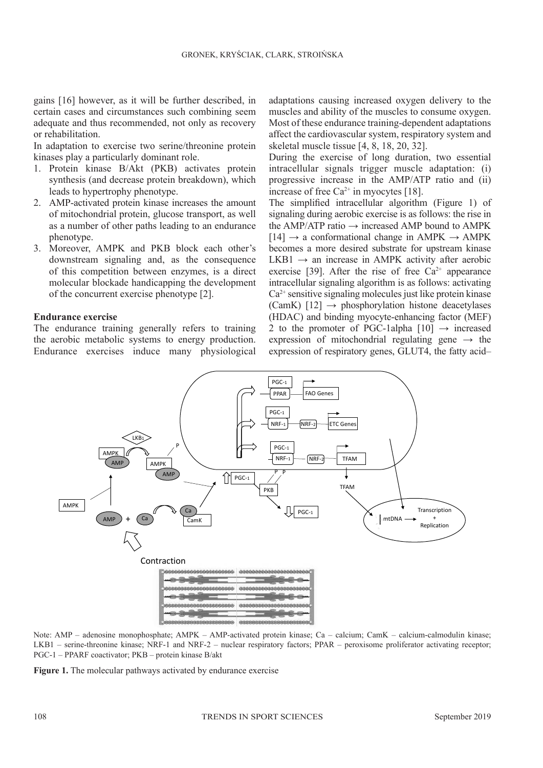gains [16] however, as it will be further described, in certain cases and circumstances such combining seem adequate and thus recommended, not only as recovery or rehabilitation.

In adaptation to exercise two serine/threonine protein kinases play a particularly dominant role.

1. Protein kinase B/Akt (PKB) activates protein synthesis (and decrease protein breakdown), which leads to hypertrophy phenotype.
2. AMP-activated protein kinase increases the amount of mitochondrial protein, glucose transport, as well as a number of other paths leading to an endurance phenotype.
3. Moreover, AMPK and PKB block each other's downstream signaling and, as the consequence of this competition between enzymes, is a direct molecular blockade handicapping the development of the concurrent exercise phenotype [2].

**Endurance exercise**

The endurance training generally refers to training the aerobic metabolic systems to energy production. Endurance exercises induce many physiological adaptations causing increased oxygen delivery to the muscles and ability of the muscles to consume oxygen. Most of these endurance training-dependent adaptations affect the cardiovascular system, respiratory system and skeletal muscle tissue [4, 8, 18, 20, 32].

During the exercise of long duration, two essential intracellular signals trigger muscle adaptation: (i) progressive increase in the AMP/ATP ratio and (ii) increase of free $Ca^{2+}$ in myocytes [18].

The simplified intracellular algorithm (Figure 1) of signaling during aerobic exercise is as follows: the rise in the AMP/ATP ratio → increased AMP bound to AMPK [14] → a conformational change in AMPK → AMPK becomes a more desired substrate for upstream kinase LKB1 → an increase in AMPK activity after aerobic exercise [39]. After the rise of free $Ca^{2+}$ appearance intracellular signaling algorithm is as follows: activating $Ca^{2+}$ sensitive signaling molecules just like protein kinase (CamK) [12] → phosphorylation histone deacetylases (HDAC) and binding myocyte-enhancing factor (MEF) 2 to the promoter of PGC-1alpha [10] → increased expression of mitochondrial regulating gene → the expression of respiratory genes, GLUT4, the fatty acid–

Note: AMP – adenosine monophosphate; AMPK – AMP-activated protein kinase; Ca – calcium; CamK – calcium-calmodulin kinase; LKB1 – serine-threonine kinase; NRF-1 and NRF-2 – nuclear respiratory factors; PPAR – peroxisome proliferator activating receptor; PGC-1 – PPARF coactivator; PKB – protein kinase B/akt

**Figure 1.** The molecular pathways activated by endurance exercise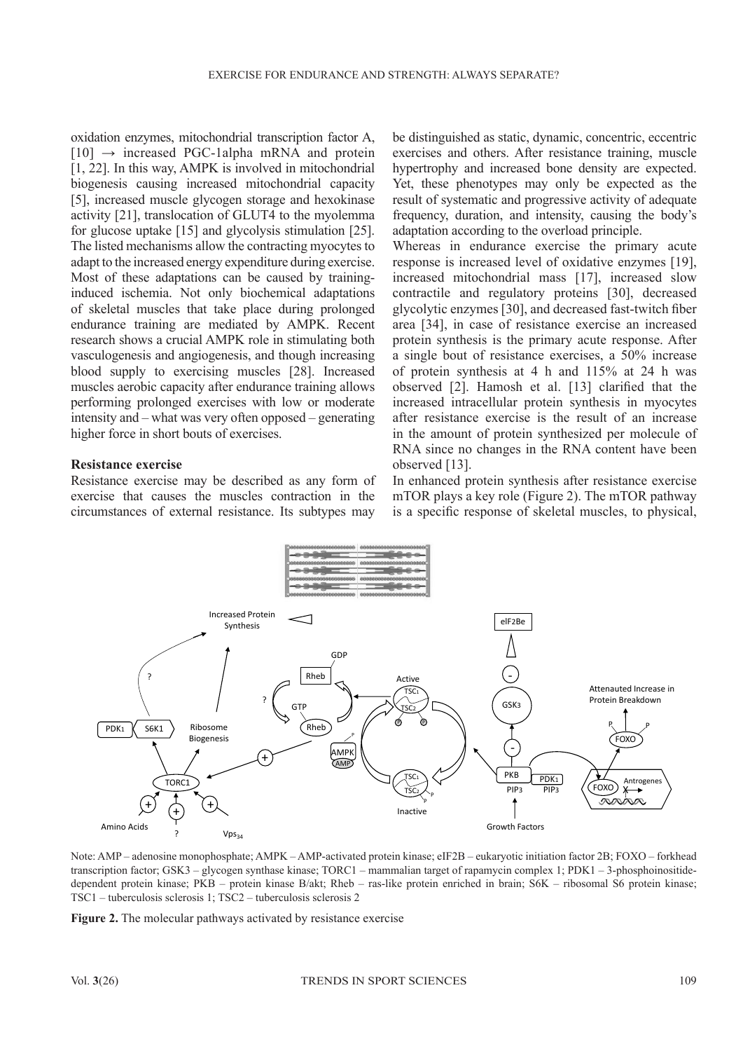oxidation enzymes, mitochondrial transcription factor A, [10] → increased PGC-1alpha mRNA and protein [1, 22]. In this way, AMPK is involved in mitochondrial biogenesis causing increased mitochondrial capacity [5], increased muscle glycogen storage and hexokinase activity [21], translocation of GLUT4 to the myolemma for glucose uptake [15] and glycolysis stimulation [25]. The listed mechanisms allow the contracting myocytes to adapt to the increased energy expenditure during exercise. Most of these adaptations can be caused by training-induced ischemia. Not only biochemical adaptations of skeletal muscles that take place during prolonged endurance training are mediated by AMPK. Recent research shows a crucial AMPK role in stimulating both vasculogenesis and angiogenesis, and though increasing blood supply to exercising muscles [28]. Increased muscles aerobic capacity after endurance training allows performing prolonged exercises with low or moderate intensity and – what was very often opposed – generating higher force in short bouts of exercises.

### Resistance exercise

Resistance exercise may be described as any form of exercise that causes the muscles contraction in the circumstances of external resistance. Its subtypes may be distinguished as static, dynamic, concentric, eccentric exercises and others. After resistance training, muscle hypertrophy and increased bone density are expected. Yet, these phenotypes may only be expected as the result of systematic and progressive activity of adequate frequency, duration, and intensity, causing the body's adaptation according to the overload principle.

Whereas in endurance exercise the primary acute response is increased level of oxidative enzymes [19], increased mitochondrial mass [17], increased slow contractile and regulatory proteins [30], decreased glycolytic enzymes [30], and decreased fast-twitch fiber area [34], in case of resistance exercise an increased protein synthesis is the primary acute response. After a single bout of resistance exercises, a 50% increase of protein synthesis at 4 h and 115% at 24 h was observed [2]. Hamosh et al. [13] clarified that the increased intracellular protein synthesis in myocytes after resistance exercise is the result of an increase in the amount of protein synthesized per molecule of RNA since no changes in the RNA content have been observed [13].

In enhanced protein synthesis after resistance exercise mTOR plays a key role (Figure 2). The mTOR pathway is a specific response of skeletal muscles, to physical,

Note: AMP – adenosine monophosphate; AMPK – AMP-activated protein kinase; eIF2B – eukaryotic initiation factor 2B; FOXO – forkhead transcription factor; GSK3 – glycogen synthase kinase; TORC1 – mammalian target of rapamycin complex 1; PDK1 – 3-phosphoinositide-dependent protein kinase; PKB – protein kinase B/akt; Rheb – ras-like protein enriched in brain; S6K – ribosomal S6 protein kinase; TSC1 – tuberculosis sclerosis 1; TSC2 – tuberculosis sclerosis 2

**Figure 2.** The molecular pathways activated by resistance exercise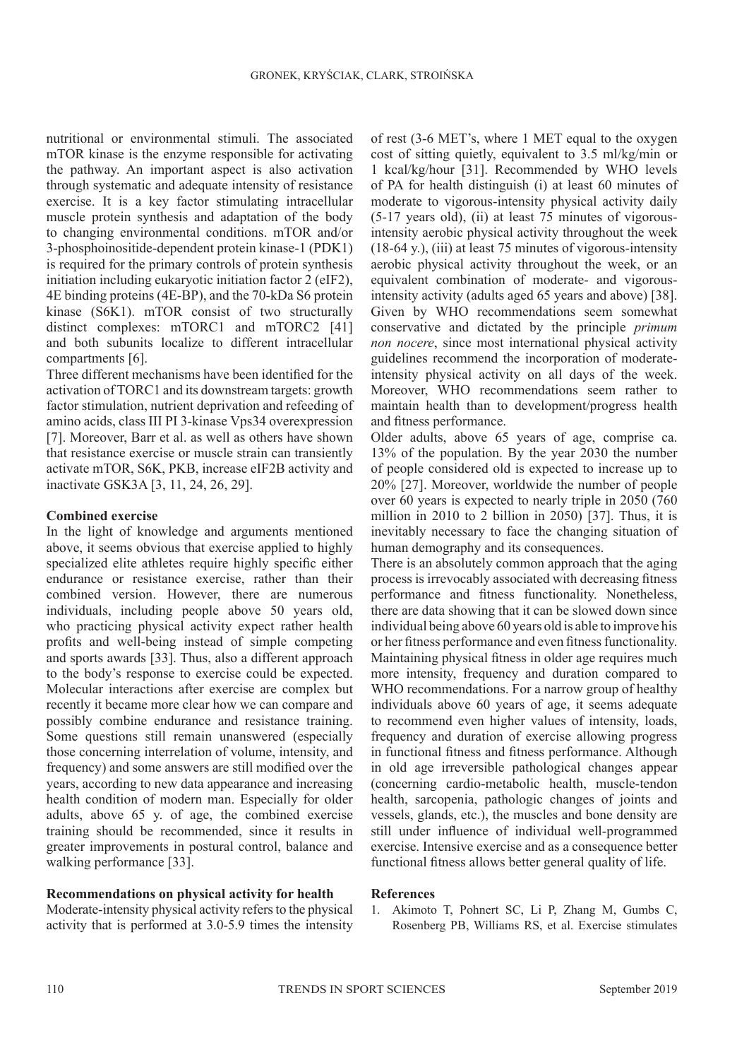nutritional or environmental stimuli. The associated mTOR kinase is the enzyme responsible for activating the pathway. An important aspect is also activation through systematic and adequate intensity of resistance exercise. It is a key factor stimulating intracellular muscle protein synthesis and adaptation of the body to changing environmental conditions. mTOR and/or 3-phosphoinositide-dependent protein kinase-1 (PDK1) is required for the primary controls of protein synthesis initiation including eukaryotic initiation factor 2 (eIF2), 4E binding proteins (4E-BP), and the 70-kDa S6 protein kinase (S6K1). mTOR consist of two structurally distinct complexes: mTORC1 and mTORC2 [41] and both subunits localize to different intracellular compartments [6].

Three different mechanisms have been identified for the activation of TORC1 and its downstream targets: growth factor stimulation, nutrient deprivation and refeeding of amino acids, class III PI 3-kinase Vps34 overexpression [7]. Moreover, Barr et al. as well as others have shown that resistance exercise or muscle strain can transiently activate mTOR, S6K, PKB, increase eIF2B activity and inactivate GSK3A [3, 11, 24, 26, 29].

**Combined exercise**

In the light of knowledge and arguments mentioned above, it seems obvious that exercise applied to highly specialized elite athletes require highly specific either endurance or resistance exercise, rather than their combined version. However, there are numerous individuals, including people above 50 years old, who practicing physical activity expect rather health profits and well-being instead of simple competing and sports awards [33]. Thus, also a different approach to the body's response to exercise could be expected. Molecular interactions after exercise are complex but recently it became more clear how we can compare and possibly combine endurance and resistance training. Some questions still remain unanswered (especially those concerning interrelation of volume, intensity, and frequency) and some answers are still modified over the years, according to new data appearance and increasing health condition of modern man. Especially for older adults, above 65 y. of age, the combined exercise training should be recommended, since it results in greater improvements in postural control, balance and walking performance [33].

**Recommendations on physical activity for health**

Moderate-intensity physical activity refers to the physical activity that is performed at 3.0-5.9 times the intensity of rest (3-6 MET's, where 1 MET equal to the oxygen cost of sitting quietly, equivalent to 3.5 ml/kg/min or 1 kcal/kg/hour [31]. Recommended by WHO levels of PA for health distinguish (i) at least 60 minutes of moderate to vigorous-intensity physical activity daily (5-17 years old), (ii) at least 75 minutes of vigorous-intensity aerobic physical activity throughout the week (18-64 y.), (iii) at least 75 minutes of vigorous-intensity aerobic physical activity throughout the week, or an equivalent combination of moderate- and vigorous-intensity activity (adults aged 65 years and above) [38]. Given by WHO recommendations seem somewhat conservative and dictated by the principle *primum non nocere*, since most international physical activity guidelines recommend the incorporation of moderate-intensity physical activity on all days of the week. Moreover, WHO recommendations seem rather to maintain health than to development/progress health and fitness performance.

Older adults, above 65 years of age, comprise ca. 13% of the population. By the year 2030 the number of people considered old is expected to increase up to 20% [27]. Moreover, worldwide the number of people over 60 years is expected to nearly triple in 2050 (760 million in 2010 to 2 billion in 2050) [37]. Thus, it is inevitably necessary to face the changing situation of human demography and its consequences.

There is an absolutely common approach that the aging process is irrevocably associated with decreasing fitness performance and fitness functionality. Nonetheless, there are data showing that it can be slowed down since individual being above 60 years old is able to improve his or her fitness performance and even fitness functionality. Maintaining physical fitness in older age requires much more intensity, frequency and duration compared to WHO recommendations. For a narrow group of healthy individuals above 60 years of age, it seems adequate to recommend even higher values of intensity, loads, frequency and duration of exercise allowing progress in functional fitness and fitness performance. Although in old age irreversible pathological changes appear (concerning cardio-metabolic health, muscle-tendon health, sarcopenia, pathologic changes of joints and vessels, glands, etc.), the muscles and bone density are still under influence of individual well-programmed exercise. Intensive exercise and as a consequence better functional fitness allows better general quality of life.

**References**

1. Akimoto T, Pohnert SC, Li P, Zhang M, Gumbs C, Rosenberg PB, Williams RS, et al. Exercise stimulates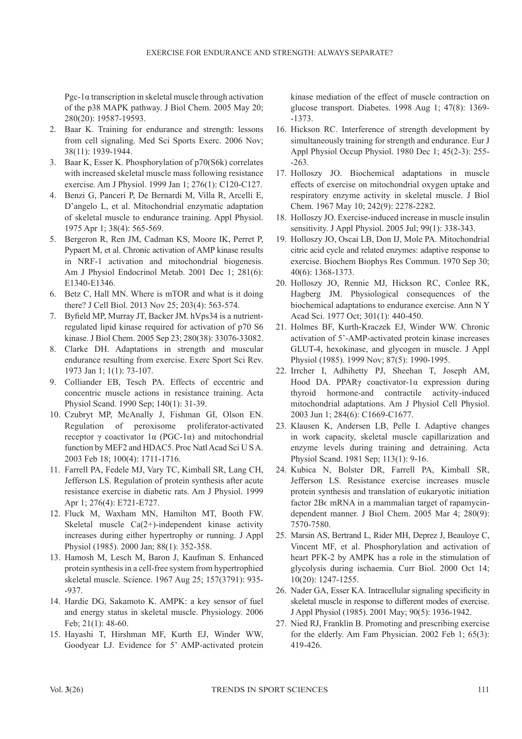Pgc-1α transcription in skeletal muscle through activation of the p38 MAPK pathway. J Biol Chem. 2005 May 20; 280(20): 19587-19593.

2. Baar K. Training for endurance and strength: lessons from cell signaling. Med Sci Sports Exerc. 2006 Nov; 38(11): 1939-1944.
3. Baar K, Esser K. Phosphorylation of p70(S6k) correlates with increased skeletal muscle mass following resistance exercise. Am J Physiol. 1999 Jan 1; 276(1): C120-C127.
4. Benzi G, Panceri P, De Bernardi M, Villa R, Arcelli E, D'angelo L, et al. Mitochondrial enzymatic adaptation of skeletal muscle to endurance training. Appl Physiol. 1975 Apr 1; 38(4): 565-569.
5. Bergeron R, Ren JM, Cadman KS, Moore IK, Perret P, Pypaert M, et al. Chronic activation of AMP kinase results in NRF-1 activation and mitochondrial biogenesis. Am J Physiol Endocrinol Metab. 2001 Dec 1; 281(6): E1340-E1346.
6. Betz C, Hall MN. Where is mTOR and what is it doing there? J Cell Biol. 2013 Nov 25; 203(4): 563-574.
7. Byfield MP, Murray JT, Backer JM. hVps34 is a nutrient-regulated lipid kinase required for activation of p70 S6 kinase. J Biol Chem. 2005 Sep 23; 280(38): 33076-33082.
8. Clarke DH. Adaptations in strength and muscular endurance resulting from exercise. Exerc Sport Sci Rev. 1973 Jan 1; 1(1): 73-107.
9. Colliander EB, Tesch PA. Effects of eccentric and concentric muscle actions in resistance training. Acta Physiol Scand. 1990 Sep; 140(1): 31-39.
10. Czubryt MP, McAnally J, Fishman GI, Olson EN. Regulation of peroxisome proliferator-activated receptor γ coactivator 1α (PGC-1α) and mitochondrial function by MEF2 and HDAC5. Proc Natl Acad Sci U S A. 2003 Feb 18; 100(4): 1711-1716.
11. Farrell PA, Fedele MJ, Vary TC, Kimball SR, Lang CH, Jefferson LS. Regulation of protein synthesis after acute resistance exercise in diabetic rats. Am J Physiol. 1999 Apr 1; 276(4): E721-E727.
12. Fluck M, Waxham MN, Hamilton MT, Booth FW. Skeletal muscle Ca(2+)-independent kinase activity increases during either hypertrophy or running. J Appl Physiol (1985). 2000 Jan; 88(1): 352-358.
13. Hamosh M, Lesch M, Baron J, Kaufman S. Enhanced protein synthesis in a cell-free system from hypertrophied skeletal muscle. Science. 1967 Aug 25; 157(3791): 935--937.
14. Hardie DG, Sakamoto K. AMPK: a key sensor of fuel and energy status in skeletal muscle. Physiology. 2006 Feb; 21(1): 48-60.
15. Hayashi T, Hirshman MF, Kurth EJ, Winder WW, Goodyear LJ. Evidence for 5' AMP-activated protein kinase mediation of the effect of muscle contraction on glucose transport. Diabetes. 1998 Aug 1; 47(8): 1369--1373.
16. Hickson RC. Interference of strength development by simultaneously training for strength and endurance. Eur J Appl Physiol Occup Physiol. 1980 Dec 1; 45(2-3): 255--263.
17. Holloszy JO. Biochemical adaptations in muscle effects of exercise on mitochondrial oxygen uptake and respiratory enzyme activity in skeletal muscle. J Biol Chem. 1967 May 10; 242(9): 2278-2282.
18. Holloszy JO. Exercise-induced increase in muscle insulin sensitivity. J Appl Physiol. 2005 Jul; 99(1): 338-343.
19. Holloszy JO, Oscai LB, Don IJ, Mole PA. Mitochondrial citric acid cycle and related enzymes: adaptive response to exercise. Biochem Biophys Res Commun. 1970 Sep 30; 40(6): 1368-1373.
20. Holloszy JO, Rennie MJ, Hickson RC, Conlee RK, Hagberg JM. Physiological consequences of the biochemical adaptations to endurance exercise. Ann N Y Acad Sci. 1977 Oct; 301(1): 440-450.
21. Holmes BF, Kurth-Kraczek EJ, Winder WW. Chronic activation of 5'-AMP-activated protein kinase increases GLUT-4, hexokinase, and glycogen in muscle. J Appl Physiol (1985). 1999 Nov; 87(5): 1990-1995.
22. Irrcher I, Adhihetty PJ, Sheehan T, Joseph AM, Hood DA. PPARγ coactivator-1α expression during thyroid hormone-and contractile activity-induced mitochondrial adaptations. Am J Physiol Cell Physiol. 2003 Jun 1; 284(6): C1669-C1677.
23. Klausen K, Andersen LB, Pelle I. Adaptive changes in work capacity, skeletal muscle capillarization and enzyme levels during training and detraining. Acta Physiol Scand. 1981 Sep; 113(1): 9-16.
24. Kubica N, Bolster DR, Farrell PA, Kimball SR, Jefferson LS. Resistance exercise increases muscle protein synthesis and translation of eukaryotic initiation factor 2Bϵ mRNA in a mammalian target of rapamycin-dependent manner. J Biol Chem. 2005 Mar 4; 280(9): 7570-7580.
25. Marsin AS, Bertrand L, Rider MH, Deprez J, Beauloye C, Vincent MF, et al. Phosphorylation and activation of heart PFK-2 by AMPK has a role in the stimulation of glycolysis during ischaemia. Curr Biol. 2000 Oct 14; 10(20): 1247-1255.
26. Nader GA, Esser KA. Intracellular signaling specificity in skeletal muscle in response to different modes of exercise. J Appl Physiol (1985). 2001 May; 90(5): 1936-1942.
27. Nied RJ, Franklin B. Promoting and prescribing exercise for the elderly. Am Fam Physician. 2002 Feb 1; 65(3): 419-426.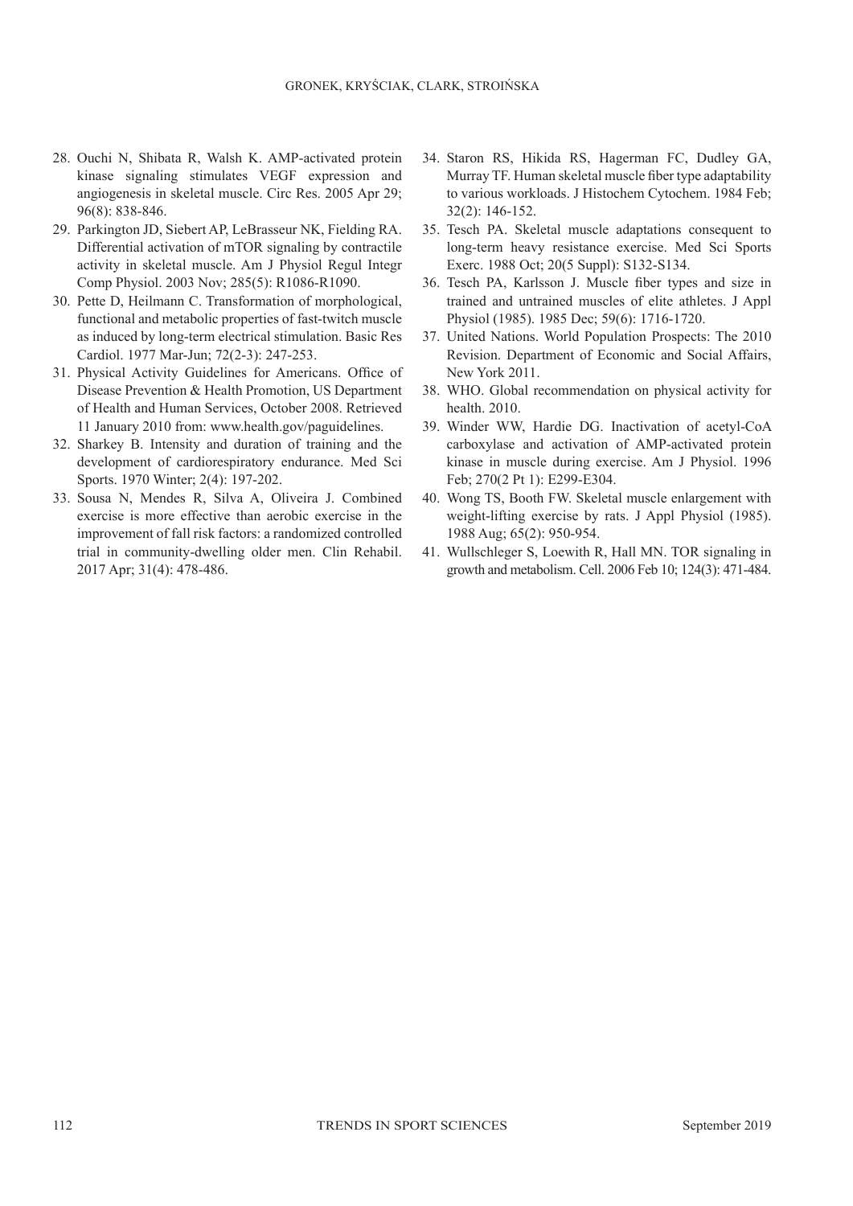28. Ouchi N, Shibata R, Walsh K. AMP-activated protein kinase signaling stimulates VEGF expression and angiogenesis in skeletal muscle. Circ Res. 2005 Apr 29; 96(8): 838-846.
29. Parkington JD, Siebert AP, LeBrasseur NK, Fielding RA. Differential activation of mTOR signaling by contractile activity in skeletal muscle. Am J Physiol Regul Integr Comp Physiol. 2003 Nov; 285(5): R1086-R1090.
30. Pette D, Heilmann C. Transformation of morphological, functional and metabolic properties of fast-twitch muscle as induced by long-term electrical stimulation. Basic Res Cardiol. 1977 Mar-Jun; 72(2-3): 247-253.
31. Physical Activity Guidelines for Americans. Office of Disease Prevention & Health Promotion, US Department of Health and Human Services, October 2008. Retrieved 11 January 2010 from: www.health.gov/paguidelines.
32. Sharkey B. Intensity and duration of training and the development of cardiorespiratory endurance. Med Sci Sports. 1970 Winter; 2(4): 197-202.
33. Sousa N, Mendes R, Silva A, Oliveira J. Combined exercise is more effective than aerobic exercise in the improvement of fall risk factors: a randomized controlled trial in community-dwelling older men. Clin Rehabil. 2017 Apr; 31(4): 478-486.
34. Staron RS, Hikida RS, Hagerman FC, Dudley GA, Murray TF. Human skeletal muscle fiber type adaptability to various workloads. J Histochem Cytochem. 1984 Feb; 32(2): 146-152.
35. Tesch PA. Skeletal muscle adaptations consequent to long-term heavy resistance exercise. Med Sci Sports Exerc. 1988 Oct; 20(5 Suppl): S132-S134.
36. Tesch PA, Karlsson J. Muscle fiber types and size in trained and untrained muscles of elite athletes. J Appl Physiol (1985). 1985 Dec; 59(6): 1716-1720.
37. United Nations. World Population Prospects: The 2010 Revision. Department of Economic and Social Affairs, New York 2011.
38. WHO. Global recommendation on physical activity for health. 2010.
39. Winder WW, Hardie DG. Inactivation of acetyl-CoA carboxylase and activation of AMP-activated protein kinase in muscle during exercise. Am J Physiol. 1996 Feb; 270(2 Pt 1): E299-E304.
40. Wong TS, Booth FW. Skeletal muscle enlargement with weight-lifting exercise by rats. J Appl Physiol (1985). 1988 Aug; 65(2): 950-954.
41. Wullschleger S, Loewith R, Hall MN. TOR signaling in growth and metabolism. Cell. 2006 Feb 10; 124(3): 471-484.